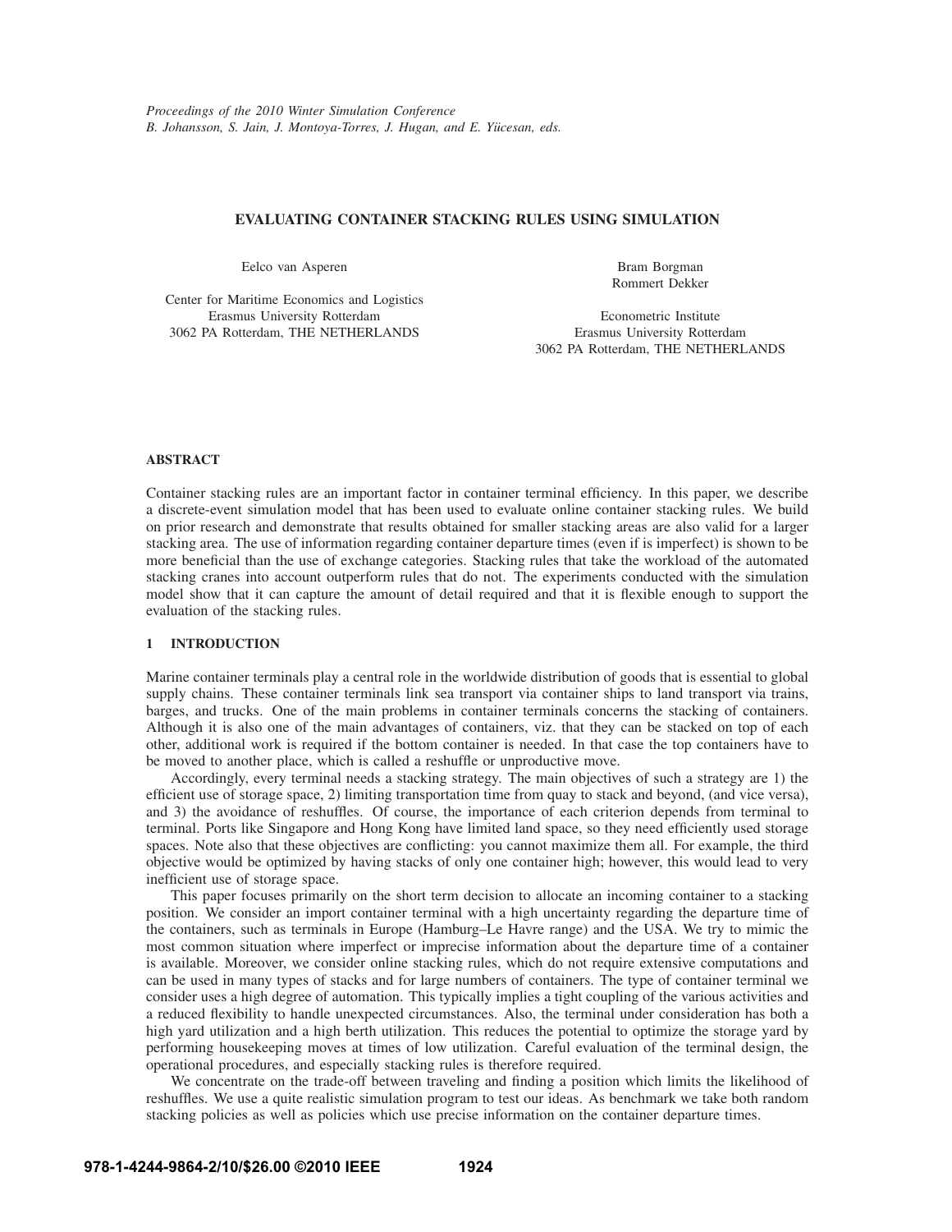*Proceedings of the 2010 Winter Simulation Conference*
*B. Johansson, S. Jain, J. Montoya-Torres, J. Hugan, and E. Yücesan, eds.*

# EVALUATING CONTAINER STACKING RULES USING SIMULATION

Eelco van Asperen

Center for Maritime Economics and Logistics
Erasmus University Rotterdam
3062 PA Rotterdam, THE NETHERLANDS

Bram Borgman
Rommert Dekker

Econometric Institute
Erasmus University Rotterdam
3062 PA Rotterdam, THE NETHERLANDS

## ABSTRACT

Container stacking rules are an important factor in container terminal efficiency. In this paper, we describe a discrete-event simulation model that has been used to evaluate online container stacking rules. We build on prior research and demonstrate that results obtained for smaller stacking areas are also valid for a larger stacking area. The use of information regarding container departure times (even if is imperfect) is shown to be more beneficial than the use of exchange categories. Stacking rules that take the workload of the automated stacking cranes into account outperform rules that do not. The experiments conducted with the simulation model show that it can capture the amount of detail required and that it is flexible enough to support the evaluation of the stacking rules.

## 1 INTRODUCTION

Marine container terminals play a central role in the worldwide distribution of goods that is essential to global supply chains. These container terminals link sea transport via container ships to land transport via trains, barges, and trucks. One of the main problems in container terminals concerns the stacking of containers. Although it is also one of the main advantages of containers, viz. that they can be stacked on top of each other, additional work is required if the bottom container is needed. In that case the top containers have to be moved to another place, which is called a reshuffle or unproductive move.

Accordingly, every terminal needs a stacking strategy. The main objectives of such a strategy are 1) the efficient use of storage space, 2) limiting transportation time from quay to stack and beyond, (and vice versa), and 3) the avoidance of reshuffles. Of course, the importance of each criterion depends from terminal to terminal. Ports like Singapore and Hong Kong have limited land space, so they need efficiently used storage spaces. Note also that these objectives are conflicting: you cannot maximize them all. For example, the third objective would be optimized by having stacks of only one container high; however, this would lead to very inefficient use of storage space.

This paper focuses primarily on the short term decision to allocate an incoming container to a stacking position. We consider an import container terminal with a high uncertainty regarding the departure time of the containers, such as terminals in Europe (Hamburg–Le Havre range) and the USA. We try to mimic the most common situation where imperfect or imprecise information about the departure time of a container is available. Moreover, we consider online stacking rules, which do not require extensive computations and can be used in many types of stacks and for large numbers of containers. The type of container terminal we consider uses a high degree of automation. This typically implies a tight coupling of the various activities and a reduced flexibility to handle unexpected circumstances. Also, the terminal under consideration has both a high yard utilization and a high berth utilization. This reduces the potential to optimize the storage yard by performing housekeeping moves at times of low utilization. Careful evaluation of the terminal design, the operational procedures, and especially stacking rules is therefore required.

We concentrate on the trade-off between traveling and finding a position which limits the likelihood of reshuffles. We use a quite realistic simulation program to test our ideas. As benchmark we take both random stacking policies as well as policies which use precise information on the container departure times.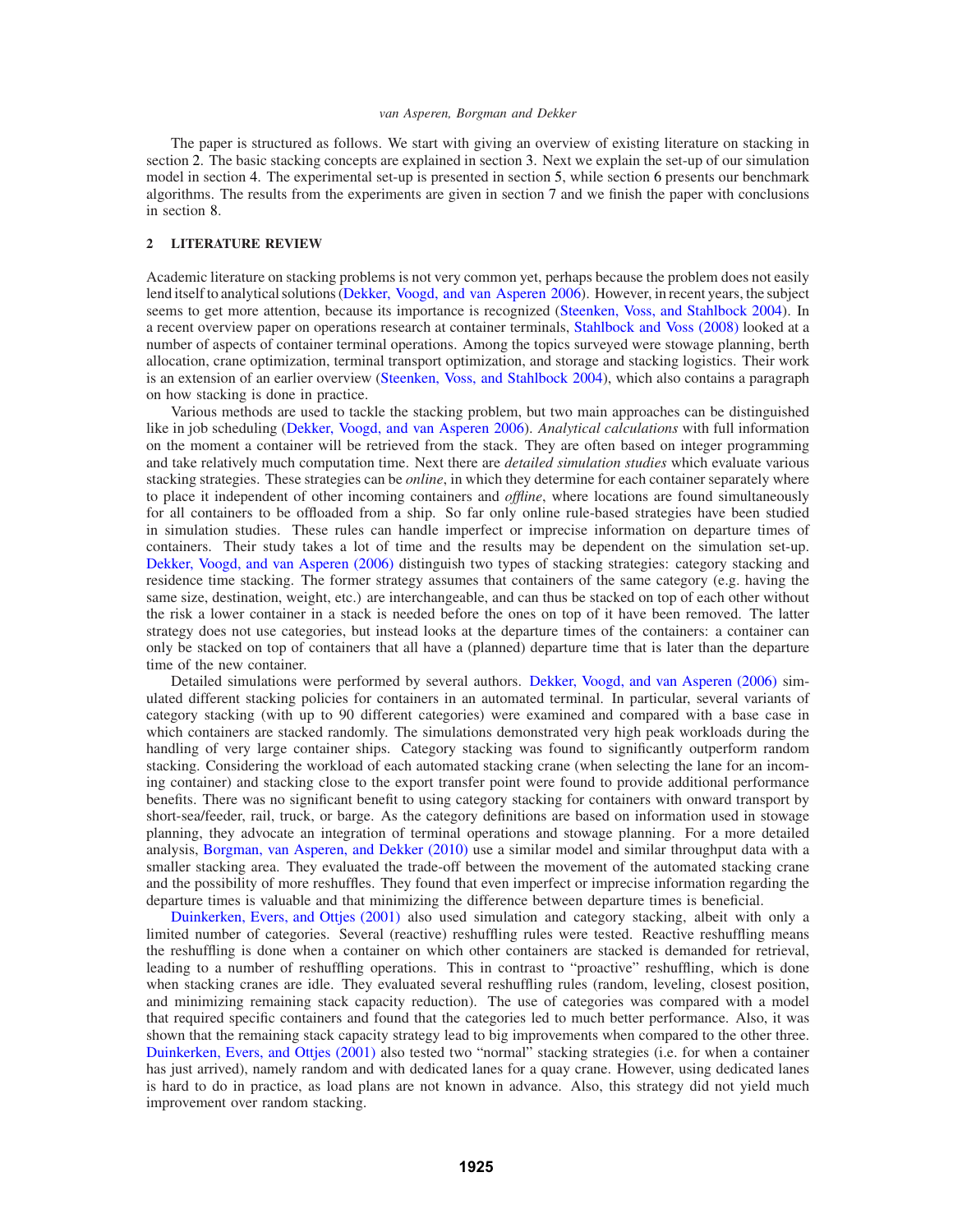The paper is structured as follows. We start with giving an overview of existing literature on stacking in section 2. The basic stacking concepts are explained in section 3. Next we explain the set-up of our simulation model in section 4. The experimental set-up is presented in section 5, while section 6 presents our benchmark algorithms. The results from the experiments are given in section 7 and we finish the paper with conclusions in section 8.

## 2 LITERATURE REVIEW

Academic literature on stacking problems is not very common yet, perhaps because the problem does not easily lend itself to analytical solutions (Dekker, Voogd, and van Asperen 2006). However, in recent years, the subject seems to get more attention, because its importance is recognized (Steenken, Voss, and Stahlbock 2004). In a recent overview paper on operations research at container terminals, Stahlbock and Voss (2008) looked at a number of aspects of container terminal operations. Among the topics surveyed were stowage planning, berth allocation, crane optimization, terminal transport optimization, and storage and stacking logistics. Their work is an extension of an earlier overview (Steenken, Voss, and Stahlbock 2004), which also contains a paragraph on how stacking is done in practice.

Various methods are used to tackle the stacking problem, but two main approaches can be distinguished like in job scheduling (Dekker, Voogd, and van Asperen 2006). *Analytical calculations* with full information on the moment a container will be retrieved from the stack. They are often based on integer programming and take relatively much computation time. Next there are *detailed simulation studies* which evaluate various stacking strategies. These strategies can be *online*, in which they determine for each container separately where to place it independent of other incoming containers and *offline*, where locations are found simultaneously for all containers to be offloaded from a ship. So far only online rule-based strategies have been studied in simulation studies. These rules can handle imperfect or imprecise information on departure times of containers. Their study takes a lot of time and the results may be dependent on the simulation set-up. Dekker, Voogd, and van Asperen (2006) distinguish two types of stacking strategies: category stacking and residence time stacking. The former strategy assumes that containers of the same category (e.g. having the same size, destination, weight, etc.) are interchangeable, and can thus be stacked on top of each other without the risk a lower container in a stack is needed before the ones on top of it have been removed. The latter strategy does not use categories, but instead looks at the departure times of the containers: a container can only be stacked on top of containers that all have a (planned) departure time that is later than the departure time of the new container.

Detailed simulations were performed by several authors. Dekker, Voogd, and van Asperen (2006) simulated different stacking policies for containers in an automated terminal. In particular, several variants of category stacking (with up to 90 different categories) were examined and compared with a base case in which containers are stacked randomly. The simulations demonstrated very high peak workloads during the handling of very large container ships. Category stacking was found to significantly outperform random stacking. Considering the workload of each automated stacking crane (when selecting the lane for an incoming container) and stacking close to the export transfer point were found to provide additional performance benefits. There was no significant benefit to using category stacking for containers with onward transport by short-sea/feeder, rail, truck, or barge. As the category definitions are based on information used in stowage planning, they advocate an integration of terminal operations and stowage planning. For a more detailed analysis, Borgman, van Asperen, and Dekker (2010) use a similar model and similar throughput data with a smaller stacking area. They evaluated the trade-off between the movement of the automated stacking crane and the possibility of more reshuffles. They found that even imperfect or imprecise information regarding the departure times is valuable and that minimizing the difference between departure times is beneficial.

Duinkerken, Evers, and Ottjes (2001) also used simulation and category stacking, albeit with only a limited number of categories. Several (reactive) reshuffling rules were tested. Reactive reshuffling means the reshuffling is done when a container on which other containers are stacked is demanded for retrieval, leading to a number of reshuffling operations. This in contrast to "proactive" reshuffling, which is done when stacking cranes are idle. They evaluated several reshuffling rules (random, leveling, closest position, and minimizing remaining stack capacity reduction). The use of categories was compared with a model that required specific containers and found that the categories led to much better performance. Also, it was shown that the remaining stack capacity strategy lead to big improvements when compared to the other three. Duinkerken, Evers, and Ottjes (2001) also tested two "normal" stacking strategies (i.e. for when a container has just arrived), namely random and with dedicated lanes for a quay crane. However, using dedicated lanes is hard to do in practice, as load plans are not known in advance. Also, this strategy did not yield much improvement over random stacking.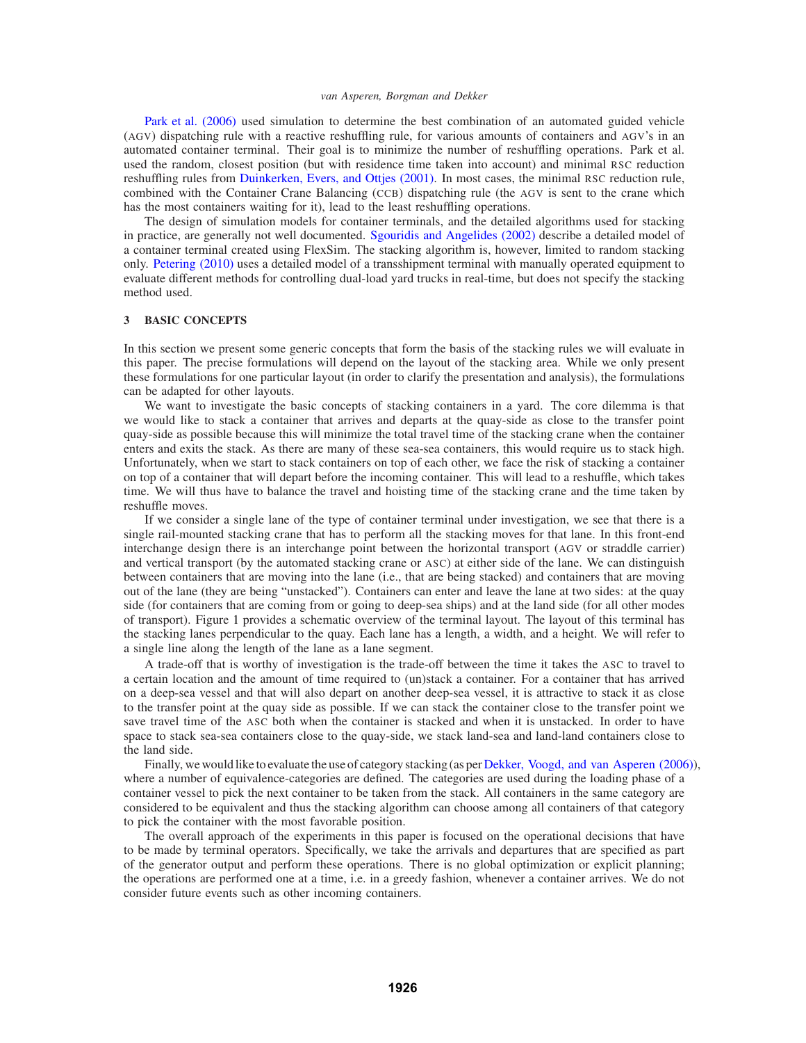Park et al. (2006) used simulation to determine the best combination of an automated guided vehicle (AGV) dispatching rule with a reactive reshuffling rule, for various amounts of containers and AGV's in an automated container terminal. Their goal is to minimize the number of reshuffling operations. Park et al. used the random, closest position (but with residence time taken into account) and minimal RSC reduction reshuffling rules from Duinkerken, Evers, and Ottjes (2001). In most cases, the minimal RSC reduction rule, combined with the Container Crane Balancing (CCB) dispatching rule (the AGV is sent to the crane which has the most containers waiting for it), lead to the least reshuffling operations.

The design of simulation models for container terminals, and the detailed algorithms used for stacking in practice, are generally not well documented. Sgouridis and Angelides (2002) describe a detailed model of a container terminal created using FlexSim. The stacking algorithm is, however, limited to random stacking only. Petering (2010) uses a detailed model of a transshipment terminal with manually operated equipment to evaluate different methods for controlling dual-load yard trucks in real-time, but does not specify the stacking method used.

## 3 BASIC CONCEPTS

In this section we present some generic concepts that form the basis of the stacking rules we will evaluate in this paper. The precise formulations will depend on the layout of the stacking area. While we only present these formulations for one particular layout (in order to clarify the presentation and analysis), the formulations can be adapted for other layouts.

We want to investigate the basic concepts of stacking containers in a yard. The core dilemma is that we would like to stack a container that arrives and departs at the quay-side as close to the transfer point quay-side as possible because this will minimize the total travel time of the stacking crane when the container enters and exits the stack. As there are many of these sea-sea containers, this would require us to stack high. Unfortunately, when we start to stack containers on top of each other, we face the risk of stacking a container on top of a container that will depart before the incoming container. This will lead to a reshuffle, which takes time. We will thus have to balance the travel and hoisting time of the stacking crane and the time taken by reshuffle moves.

If we consider a single lane of the type of container terminal under investigation, we see that there is a single rail-mounted stacking crane that has to perform all the stacking moves for that lane. In this front-end interchange design there is an interchange point between the horizontal transport (AGV or straddle carrier) and vertical transport (by the automated stacking crane or ASC) at either side of the lane. We can distinguish between containers that are moving into the lane (i.e., that are being stacked) and containers that are moving out of the lane (they are being "unstacked"). Containers can enter and leave the lane at two sides: at the quay side (for containers that are coming from or going to deep-sea ships) and at the land side (for all other modes of transport). Figure 1 provides a schematic overview of the terminal layout. The layout of this terminal has the stacking lanes perpendicular to the quay. Each lane has a length, a width, and a height. We will refer to a single line along the length of the lane as a lane segment.

A trade-off that is worthy of investigation is the trade-off between the time it takes the ASC to travel to a certain location and the amount of time required to (un)stack a container. For a container that has arrived on a deep-sea vessel and that will also depart on another deep-sea vessel, it is attractive to stack it as close to the transfer point at the quay side as possible. If we can stack the container close to the transfer point we save travel time of the ASC both when the container is stacked and when it is unstacked. In order to have space to stack sea-sea containers close to the quay-side, we stack land-sea and land-land containers close to the land side.

Finally, we would like to evaluate the use of category stacking (as per Dekker, Voogd, and van Asperen (2006)), where a number of equivalence-categories are defined. The categories are used during the loading phase of a container vessel to pick the next container to be taken from the stack. All containers in the same category are considered to be equivalent and thus the stacking algorithm can choose among all containers of that category to pick the container with the most favorable position.

The overall approach of the experiments in this paper is focused on the operational decisions that have to be made by terminal operators. Specifically, we take the arrivals and departures that are specified as part of the generator output and perform these operations. There is no global optimization or explicit planning; the operations are performed one at a time, i.e. in a greedy fashion, whenever a container arrives. We do not consider future events such as other incoming containers.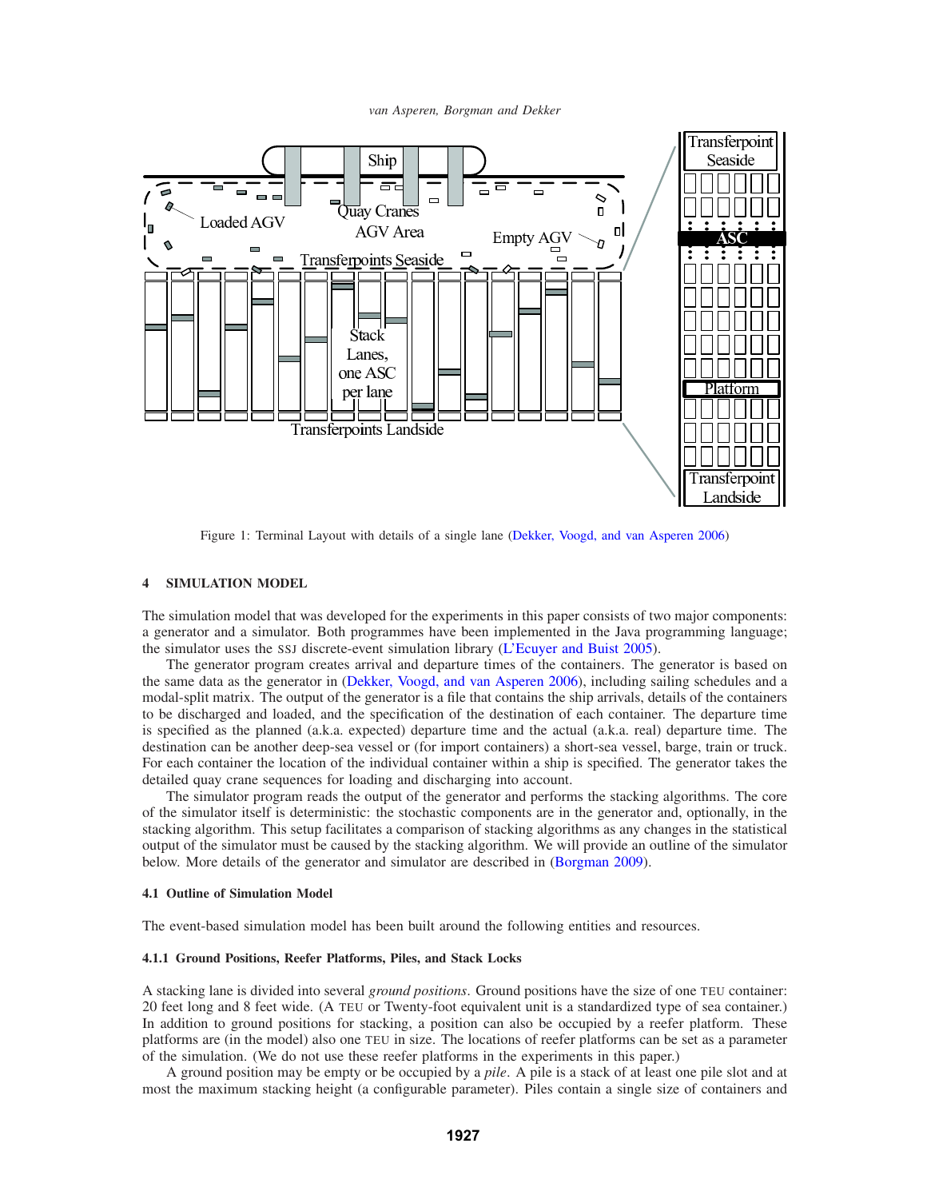Figure 1: Terminal Layout with details of a single lane (Dekker, Voogd, and van Asperen 2006)

## 4 SIMULATION MODEL

The simulation model that was developed for the experiments in this paper consists of two major components: a generator and a simulator. Both programmes have been implemented in the Java programming language; the simulator uses the SSJ discrete-event simulation library (L'Ecuyer and Buist 2005).

The generator program creates arrival and departure times of the containers. The generator is based on the same data as the generator in (Dekker, Voogd, and van Asperen 2006), including sailing schedules and a modal-split matrix. The output of the generator is a file that contains the ship arrivals, details of the containers to be discharged and loaded, and the specification of the destination of each container. The departure time is specified as the planned (a.k.a. expected) departure time and the actual (a.k.a. real) departure time. The destination can be another deep-sea vessel or (for import containers) a short-sea vessel, barge, train or truck. For each container the location of the individual container within a ship is specified. The generator takes the detailed quay crane sequences for loading and discharging into account.

The simulator program reads the output of the generator and performs the stacking algorithms. The core of the simulator itself is deterministic: the stochastic components are in the generator and, optionally, in the stacking algorithm. This setup facilitates a comparison of stacking algorithms as any changes in the statistical output of the simulator must be caused by the stacking algorithm. We will provide an outline of the simulator below. More details of the generator and simulator are described in (Borgman 2009).

### 4.1 Outline of Simulation Model

The event-based simulation model has been built around the following entities and resources.

#### 4.1.1 Ground Positions, Reefer Platforms, Piles, and Stack Locks

A stacking lane is divided into several *ground positions*. Ground positions have the size of one TEU container: 20 feet long and 8 feet wide. (A TEU or Twenty-foot equivalent unit is a standardized type of sea container.) In addition to ground positions for stacking, a position can also be occupied by a reefer platform. These platforms are (in the model) also one TEU in size. The locations of reefer platforms can be set as a parameter of the simulation. (We do not use these reefer platforms in the experiments in this paper.)

A ground position may be empty or be occupied by a *pile*. A pile is a stack of at least one pile slot and at most the maximum stacking height (a configurable parameter). Piles contain a single size of containers and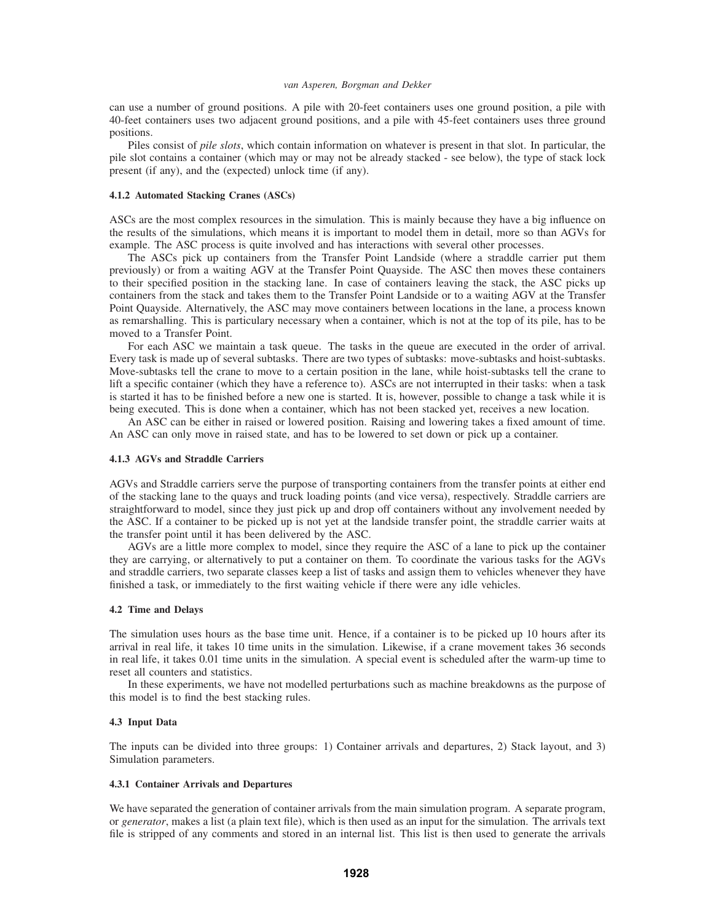can use a number of ground positions. A pile with 20-feet containers uses one ground position, a pile with 40-feet containers uses two adjacent ground positions, and a pile with 45-feet containers uses three ground positions.

Piles consist of *pile slots*, which contain information on whatever is present in that slot. In particular, the pile slot contains a container (which may or may not be already stacked - see below), the type of stack lock present (if any), and the (expected) unlock time (if any).

#### 4.1.2 Automated Stacking Cranes (ASCs)

ASCs are the most complex resources in the simulation. This is mainly because they have a big influence on the results of the simulations, which means it is important to model them in detail, more so than AGVs for example. The ASC process is quite involved and has interactions with several other processes.

The ASCs pick up containers from the Transfer Point Landside (where a straddle carrier put them previously) or from a waiting AGV at the Transfer Point Quayside. The ASC then moves these containers to their specified position in the stacking lane. In case of containers leaving the stack, the ASC picks up containers from the stack and takes them to the Transfer Point Landside or to a waiting AGV at the Transfer Point Quayside. Alternatively, the ASC may move containers between locations in the lane, a process known as remarshalling. This is particulary necessary when a container, which is not at the top of its pile, has to be moved to a Transfer Point.

For each ASC we maintain a task queue. The tasks in the queue are executed in the order of arrival. Every task is made up of several subtasks. There are two types of subtasks: move-subtasks and hoist-subtasks. Move-subtasks tell the crane to move to a certain position in the lane, while hoist-subtasks tell the crane to lift a specific container (which they have a reference to). ASCs are not interrupted in their tasks: when a task is started it has to be finished before a new one is started. It is, however, possible to change a task while it is being executed. This is done when a container, which has not been stacked yet, receives a new location.

An ASC can be either in raised or lowered position. Raising and lowering takes a fixed amount of time. An ASC can only move in raised state, and has to be lowered to set down or pick up a container.

#### 4.1.3 AGVs and Straddle Carriers

AGVs and Straddle carriers serve the purpose of transporting containers from the transfer points at either end of the stacking lane to the quays and truck loading points (and vice versa), respectively. Straddle carriers are straightforward to model, since they just pick up and drop off containers without any involvement needed by the ASC. If a container to be picked up is not yet at the landside transfer point, the straddle carrier waits at the transfer point until it has been delivered by the ASC.

AGVs are a little more complex to model, since they require the ASC of a lane to pick up the container they are carrying, or alternatively to put a container on them. To coordinate the various tasks for the AGVs and straddle carriers, two separate classes keep a list of tasks and assign them to vehicles whenever they have finished a task, or immediately to the first waiting vehicle if there were any idle vehicles.

### 4.2 Time and Delays

The simulation uses hours as the base time unit. Hence, if a container is to be picked up 10 hours after its arrival in real life, it takes 10 time units in the simulation. Likewise, if a crane movement takes 36 seconds in real life, it takes 0.01 time units in the simulation. A special event is scheduled after the warm-up time to reset all counters and statistics.

In these experiments, we have not modelled perturbations such as machine breakdowns as the purpose of this model is to find the best stacking rules.

### 4.3 Input Data

The inputs can be divided into three groups: 1) Container arrivals and departures, 2) Stack layout, and 3) Simulation parameters.

#### 4.3.1 Container Arrivals and Departures

We have separated the generation of container arrivals from the main simulation program. A separate program, or *generator*, makes a list (a plain text file), which is then used as an input for the simulation. The arrivals text file is stripped of any comments and stored in an internal list. This list is then used to generate the arrivals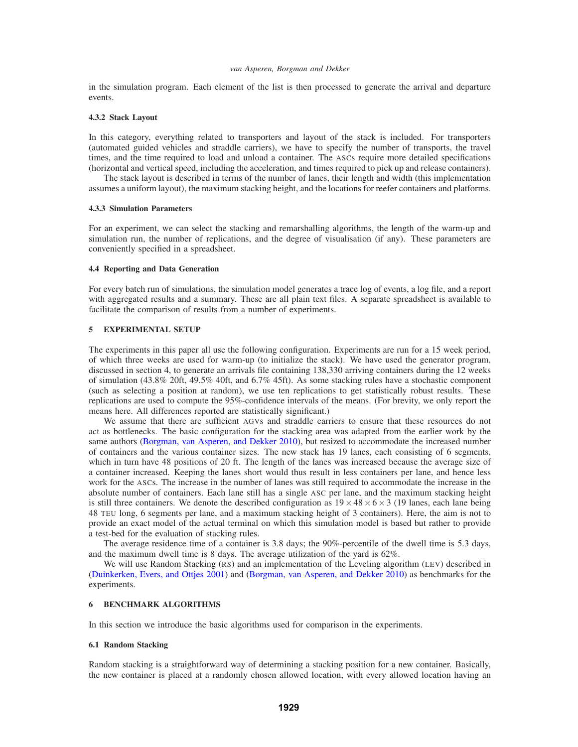in the simulation program. Each element of the list is then processed to generate the arrival and departure events.

#### 4.3.2 Stack Layout

In this category, everything related to transporters and layout of the stack is included. For transporters (automated guided vehicles and straddle carriers), we have to specify the number of transports, the travel times, and the time required to load and unload a container. The ASCs require more detailed specifications (horizontal and vertical speed, including the acceleration, and times required to pick up and release containers).

The stack layout is described in terms of the number of lanes, their length and width (this implementation assumes a uniform layout), the maximum stacking height, and the locations for reefer containers and platforms.

#### 4.3.3 Simulation Parameters

For an experiment, we can select the stacking and remarshalling algorithms, the length of the warm-up and simulation run, the number of replications, and the degree of visualisation (if any). These parameters are conveniently specified in a spreadsheet.

### 4.4 Reporting and Data Generation

For every batch run of simulations, the simulation model generates a trace log of events, a log file, and a report with aggregated results and a summary. These are all plain text files. A separate spreadsheet is available to facilitate the comparison of results from a number of experiments.

## 5 EXPERIMENTAL SETUP

The experiments in this paper all use the following configuration. Experiments are run for a 15 week period, of which three weeks are used for warm-up (to initialize the stack). We have used the generator program, discussed in section 4, to generate an arrivals file containing 138,330 arriving containers during the 12 weeks of simulation (43.8% 20ft, 49.5% 40ft, and 6.7% 45ft). As some stacking rules have a stochastic component (such as selecting a position at random), we use ten replications to get statistically robust results. These replications are used to compute the 95%-confidence intervals of the means. (For brevity, we only report the means here. All differences reported are statistically significant.)

We assume that there are sufficient AGVs and straddle carriers to ensure that these resources do not act as bottlenecks. The basic configuration for the stacking area was adapted from the earlier work by the same authors (Borgman, van Asperen, and Dekker 2010), but resized to accommodate the increased number of containers and the various container sizes. The new stack has 19 lanes, each consisting of 6 segments, which in turn have 48 positions of 20 ft. The length of the lanes was increased because the average size of a container increased. Keeping the lanes short would thus result in less containers per lane, and hence less work for the ASCs. The increase in the number of lanes was still required to accommodate the increase in the absolute number of containers. Each lane still has a single ASC per lane, and the maximum stacking height is still three containers. We denote the described configuration as $19 \times 48 \times 6 \times 3$ (19 lanes, each lane being 48 TEU long, 6 segments per lane, and a maximum stacking height of 3 containers). Here, the aim is not to provide an exact model of the actual terminal on which this simulation model is based but rather to provide a test-bed for the evaluation of stacking rules.

The average residence time of a container is 3.8 days; the 90%-percentile of the dwell time is 5.3 days, and the maximum dwell time is 8 days. The average utilization of the yard is 62%.

We will use Random Stacking (RS) and an implementation of the Leveling algorithm (LEV) described in (Duinkerken, Evers, and Ottjes 2001) and (Borgman, van Asperen, and Dekker 2010) as benchmarks for the experiments.

## 6 BENCHMARK ALGORITHMS

In this section we introduce the basic algorithms used for comparison in the experiments.

### 6.1 Random Stacking

Random stacking is a straightforward way of determining a stacking position for a new container. Basically, the new container is placed at a randomly chosen allowed location, with every allowed location having an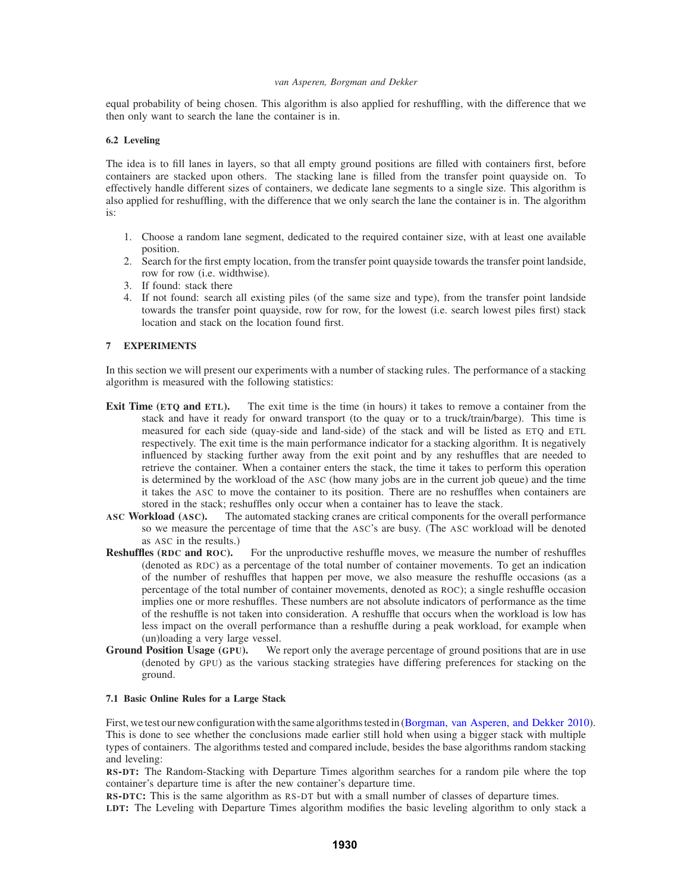equal probability of being chosen. This algorithm is also applied for reshuffling, with the difference that we then only want to search the lane the container is in.

### 6.2 Leveling

The idea is to fill lanes in layers, so that all empty ground positions are filled with containers first, before containers are stacked upon others. The stacking lane is filled from the transfer point quayside on. To effectively handle different sizes of containers, we dedicate lane segments to a single size. This algorithm is also applied for reshuffling, with the difference that we only search the lane the container is in. The algorithm is:

1. Choose a random lane segment, dedicated to the required container size, with at least one available position.
2. Search for the first empty location, from the transfer point quayside towards the transfer point landside, row for row (i.e. widthwise).
3. If found: stack there
4. If not found: search all existing piles (of the same size and type), from the transfer point landside towards the transfer point quayside, row for row, for the lowest (i.e. search lowest piles first) stack location and stack on the location found first.

## 7 EXPERIMENTS

In this section we will present our experiments with a number of stacking rules. The performance of a stacking algorithm is measured with the following statistics:

**Exit Time (ETQ and ETL).** The exit time is the time (in hours) it takes to remove a container from the stack and have it ready for onward transport (to the quay or to a truck/train/barge). This time is measured for each side (quay-side and land-side) of the stack and will be listed as ETQ and ETL respectively. The exit time is the main performance indicator for a stacking algorithm. It is negatively influenced by stacking further away from the exit point and by any reshuffles that are needed to retrieve the container. When a container enters the stack, the time it takes to perform this operation is determined by the workload of the ASC (how many jobs are in the current job queue) and the time it takes the ASC to move the container to its position. There are no reshuffles when containers are stored in the stack; reshuffles only occur when a container has to leave the stack.

**ASC Workload (ASC).** The automated stacking cranes are critical components for the overall performance so we measure the percentage of time that the ASC's are busy. (The ASC workload will be denoted as ASC in the results.)

**Reshuffles (RDC and ROC).** For the unproductive reshuffle moves, we measure the number of reshuffles (denoted as RDC) as a percentage of the total number of container movements. To get an indication of the number of reshuffles that happen per move, we also measure the reshuffle occasions (as a percentage of the total number of container movements, denoted as ROC); a single reshuffle occasion implies one or more reshuffles. These numbers are not absolute indicators of performance as the time of the reshuffle is not taken into consideration. A reshuffle that occurs when the workload is low has less impact on the overall performance than a reshuffle during a peak workload, for example when (un)loading a very large vessel.

**Ground Position Usage (GPU).** We report only the average percentage of ground positions that are in use (denoted by GPU) as the various stacking strategies have differing preferences for stacking on the ground.

### 7.1 Basic Online Rules for a Large Stack

First, we test our new configuration with the same algorithms tested in (Borgman, van Asperen, and Dekker 2010). This is done to see whether the conclusions made earlier still hold when using a bigger stack with multiple types of containers. The algorithms tested and compared include, besides the base algorithms random stacking and leveling:

**RS-DT:** The Random-Stacking with Departure Times algorithm searches for a random pile where the top container's departure time is after the new container's departure time.

**RS-DTC:** This is the same algorithm as RS-DT but with a small number of classes of departure times.

**LDT:** The Leveling with Departure Times algorithm modifies the basic leveling algorithm to only stack a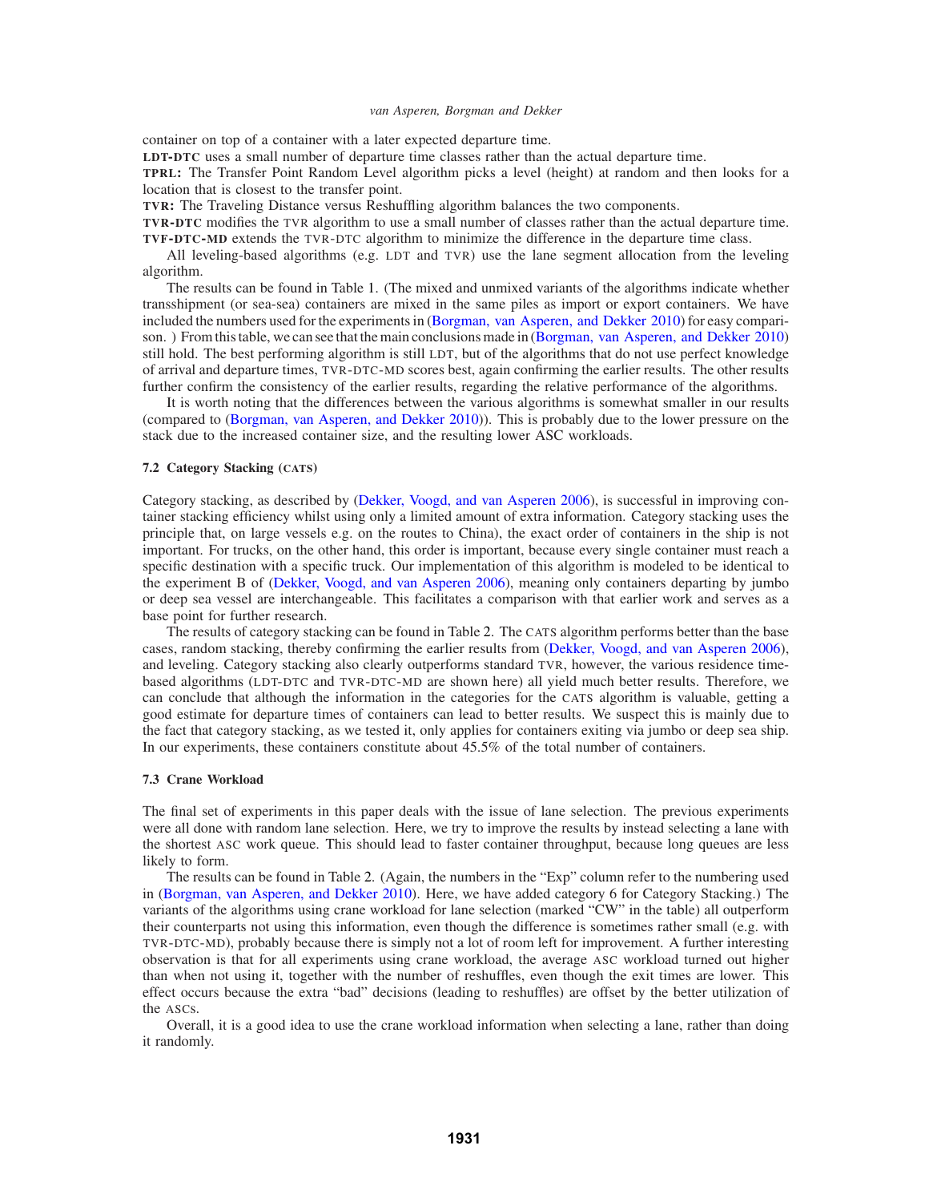container on top of a container with a later expected departure time.

**LDT-DTC** uses a small number of departure time classes rather than the actual departure time.

**TPRL:** The Transfer Point Random Level algorithm picks a level (height) at random and then looks for a location that is closest to the transfer point.

**TVR:** The Traveling Distance versus Reshuffling algorithm balances the two components.

**TVR-DTC** modifies the TVR algorithm to use a small number of classes rather than the actual departure time.

**TVF-DTC-MD** extends the TVR-DTC algorithm to minimize the difference in the departure time class.

All leveling-based algorithms (e.g. LDT and TVR) use the lane segment allocation from the leveling algorithm.

The results can be found in Table 1. (The mixed and unmixed variants of the algorithms indicate whether transshipment (or sea-sea) containers are mixed in the same piles as import or export containers. We have included the numbers used for the experiments in (Borgman, van Asperen, and Dekker 2010) for easy comparison. ) From this table, we can see that the main conclusions made in (Borgman, van Asperen, and Dekker 2010) still hold. The best performing algorithm is still LDT, but of the algorithms that do not use perfect knowledge of arrival and departure times, TVR-DTC-MD scores best, again confirming the earlier results. The other results further confirm the consistency of the earlier results, regarding the relative performance of the algorithms.

It is worth noting that the differences between the various algorithms is somewhat smaller in our results (compared to (Borgman, van Asperen, and Dekker 2010)). This is probably due to the lower pressure on the stack due to the increased container size, and the resulting lower ASC workloads.

### 7.2 Category Stacking (CATS)

Category stacking, as described by (Dekker, Voogd, and van Asperen 2006), is successful in improving container stacking efficiency whilst using only a limited amount of extra information. Category stacking uses the principle that, on large vessels e.g. on the routes to China), the exact order of containers in the ship is not important. For trucks, on the other hand, this order is important, because every single container must reach a specific destination with a specific truck. Our implementation of this algorithm is modeled to be identical to the experiment B of (Dekker, Voogd, and van Asperen 2006), meaning only containers departing by jumbo or deep sea vessel are interchangeable. This facilitates a comparison with that earlier work and serves as a base point for further research.

The results of category stacking can be found in Table 2. The CATS algorithm performs better than the base cases, random stacking, thereby confirming the earlier results from (Dekker, Voogd, and van Asperen 2006), and leveling. Category stacking also clearly outperforms standard TVR, however, the various residence time-based algorithms (LDT-DTC and TVR-DTC-MD are shown here) all yield much better results. Therefore, we can conclude that although the information in the categories for the CATS algorithm is valuable, getting a good estimate for departure times of containers can lead to better results. We suspect this is mainly due to the fact that category stacking, as we tested it, only applies for containers exiting via jumbo or deep sea ship. In our experiments, these containers constitute about 45.5% of the total number of containers.

### 7.3 Crane Workload

The final set of experiments in this paper deals with the issue of lane selection. The previous experiments were all done with random lane selection. Here, we try to improve the results by instead selecting a lane with the shortest ASC work queue. This should lead to faster container throughput, because long queues are less likely to form.

The results can be found in Table 2. (Again, the numbers in the "Exp" column refer to the numbering used in (Borgman, van Asperen, and Dekker 2010). Here, we have added category 6 for Category Stacking.) The variants of the algorithms using crane workload for lane selection (marked "CW" in the table) all outperform their counterparts not using this information, even though the difference is sometimes rather small (e.g. with TVR-DTC-MD), probably because there is simply not a lot of room left for improvement. A further interesting observation is that for all experiments using crane workload, the average ASC workload turned out higher than when not using it, together with the number of reshuffles, even though the exit times are lower. This effect occurs because the extra "bad" decisions (leading to reshuffles) are offset by the better utilization of the ASCs.

Overall, it is a good idea to use the crane workload information when selecting a lane, rather than doing it randomly.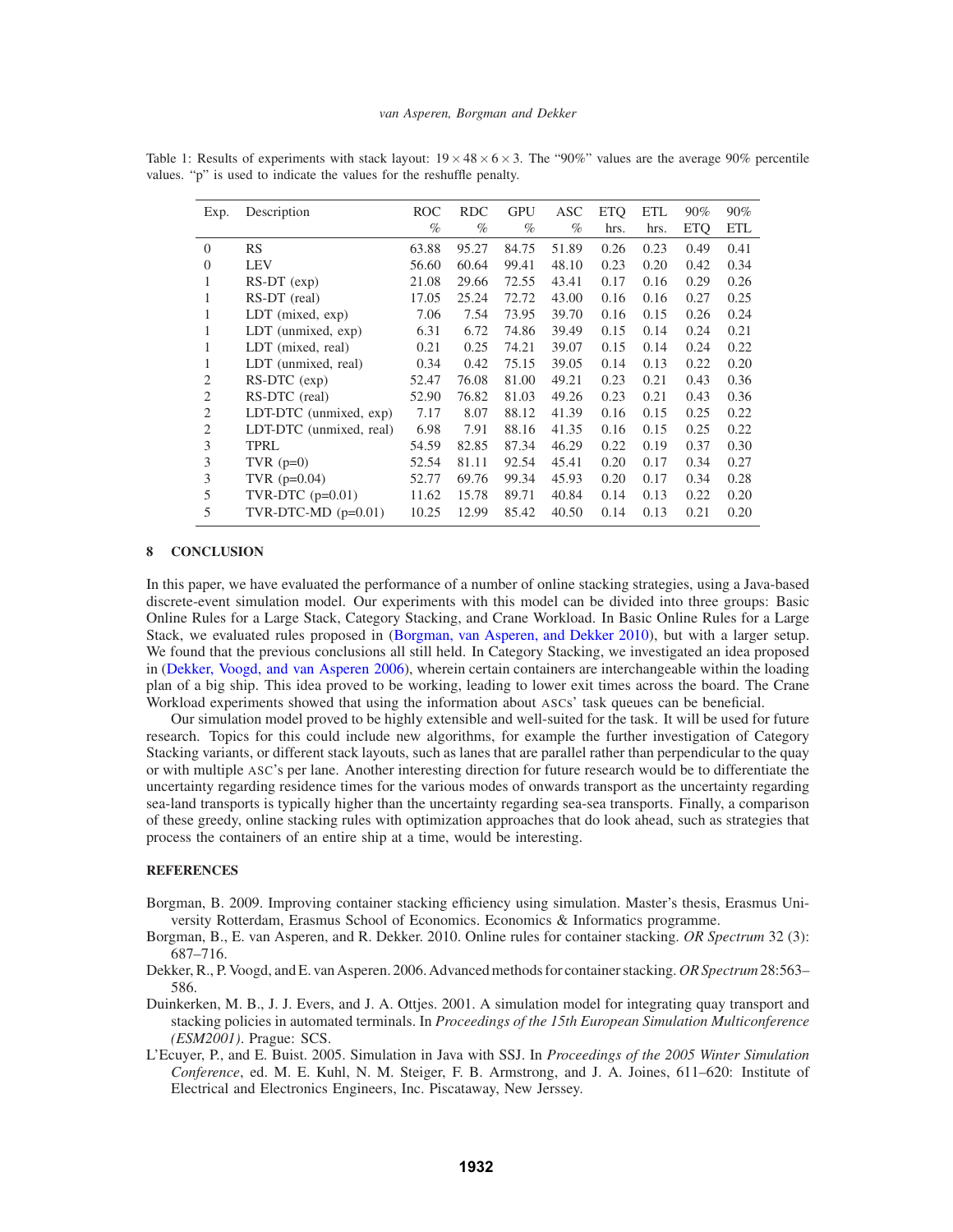Table 1: Results of experiments with stack layout: $19 \times 48 \times 6 \times 3$. The "90%" values are the average 90% percentile values. "p" is used to indicate the values for the reshuffle penalty.

| Exp. | Description | ROC % | RDC % | GPU % | ASC % | ETQ hrs. | ETL hrs. | 90% ETQ | 90% ETL |
|---|---|---|---|---|---|---|---|---|---|
| 0 | RS | 63.88 | 95.27 | 84.75 | 51.89 | 0.26 | 0.23 | 0.49 | 0.41 |
| 0 | LEV | 56.60 | 60.64 | 99.41 | 48.10 | 0.23 | 0.20 | 0.42 | 0.34 |
| 1 | RS-DT (exp) | 21.08 | 29.66 | 72.55 | 43.41 | 0.17 | 0.16 | 0.29 | 0.26 |
| 1 | RS-DT (real) | 17.05 | 25.24 | 72.72 | 43.00 | 0.16 | 0.16 | 0.27 | 0.25 |
| 1 | LDT (mixed, exp) | 7.06 | 7.54 | 73.95 | 39.70 | 0.16 | 0.15 | 0.26 | 0.24 |
| 1 | LDT (unmixed, exp) | 6.31 | 6.72 | 74.86 | 39.49 | 0.15 | 0.14 | 0.24 | 0.21 |
| 1 | LDT (mixed, real) | 0.21 | 0.25 | 74.21 | 39.07 | 0.15 | 0.14 | 0.24 | 0.22 |
| 1 | LDT (unmixed, real) | 0.34 | 0.42 | 75.15 | 39.05 | 0.14 | 0.13 | 0.22 | 0.20 |
| 2 | RS-DTC (exp) | 52.47 | 76.08 | 81.00 | 49.21 | 0.23 | 0.21 | 0.43 | 0.36 |
| 2 | RS-DTC (real) | 52.90 | 76.82 | 81.03 | 49.26 | 0.23 | 0.21 | 0.43 | 0.36 |
| 2 | LDT-DTC (unmixed, exp) | 7.17 | 8.07 | 88.12 | 41.39 | 0.16 | 0.15 | 0.25 | 0.22 |
| 2 | LDT-DTC (unmixed, real) | 6.98 | 7.91 | 88.16 | 41.35 | 0.16 | 0.15 | 0.25 | 0.22 |
| 3 | TPRL | 54.59 | 82.85 | 87.34 | 46.29 | 0.22 | 0.19 | 0.37 | 0.30 |
| 3 | TVR (p=0) | 52.54 | 81.11 | 92.54 | 45.41 | 0.20 | 0.17 | 0.34 | 0.27 |
| 3 | TVR (p=0.04) | 52.77 | 69.76 | 99.34 | 45.93 | 0.20 | 0.17 | 0.34 | 0.28 |
| 5 | TVR-DTC (p=0.01) | 11.62 | 15.78 | 89.71 | 40.84 | 0.14 | 0.13 | 0.22 | 0.20 |
| 5 | TVR-DTC-MD (p=0.01) | 10.25 | 12.99 | 85.42 | 40.50 | 0.14 | 0.13 | 0.21 | 0.20 |

## 8 CONCLUSION

In this paper, we have evaluated the performance of a number of online stacking strategies, using a Java-based discrete-event simulation model. Our experiments with this model can be divided into three groups: Basic Online Rules for a Large Stack, Category Stacking, and Crane Workload. In Basic Online Rules for a Large Stack, we evaluated rules proposed in (Borgman, van Asperen, and Dekker 2010), but with a larger setup. We found that the previous conclusions all still held. In Category Stacking, we investigated an idea proposed in (Dekker, Voogd, and van Asperen 2006), wherein certain containers are interchangeable within the loading plan of a big ship. This idea proved to be working, leading to lower exit times across the board. The Crane Workload experiments showed that using the information about ASCs' task queues can be beneficial.

Our simulation model proved to be highly extensible and well-suited for the task. It will be used for future research. Topics for this could include new algorithms, for example the further investigation of Category Stacking variants, or different stack layouts, such as lanes that are parallel rather than perpendicular to the quay or with multiple ASC's per lane. Another interesting direction for future research would be to differentiate the uncertainty regarding residence times for the various modes of onwards transport as the uncertainty regarding sea-land transports is typically higher than the uncertainty regarding sea-sea transports. Finally, a comparison of these greedy, online stacking rules with optimization approaches that do look ahead, such as strategies that process the containers of an entire ship at a time, would be interesting.

## REFERENCES

Borgman, B. 2009. Improving container stacking efficiency using simulation. Master's thesis, Erasmus University Rotterdam, Erasmus School of Economics. Economics & Informatics programme.

Borgman, B., E. van Asperen, and R. Dekker. 2010. Online rules for container stacking. *OR Spectrum* 32 (3): 687–716.

Dekker, R., P. Voogd, and E. van Asperen. 2006. Advanced methods for container stacking. *OR Spectrum* 28:563–586.

Duinkerken, M. B., J. J. Evers, and J. A. Ottjes. 2001. A simulation model for integrating quay transport and stacking policies in automated terminals. In *Proceedings of the 15th European Simulation Multiconference (ESM2001)*. Prague: SCS.

L'Ecuyer, P., and E. Buist. 2005. Simulation in Java with SSJ. In *Proceedings of the 2005 Winter Simulation Conference*, ed. M. E. Kuhl, N. M. Steiger, F. B. Armstrong, and J. A. Joines, 611–620: Institute of Electrical and Electronics Engineers, Inc. Piscataway, New Jerssey.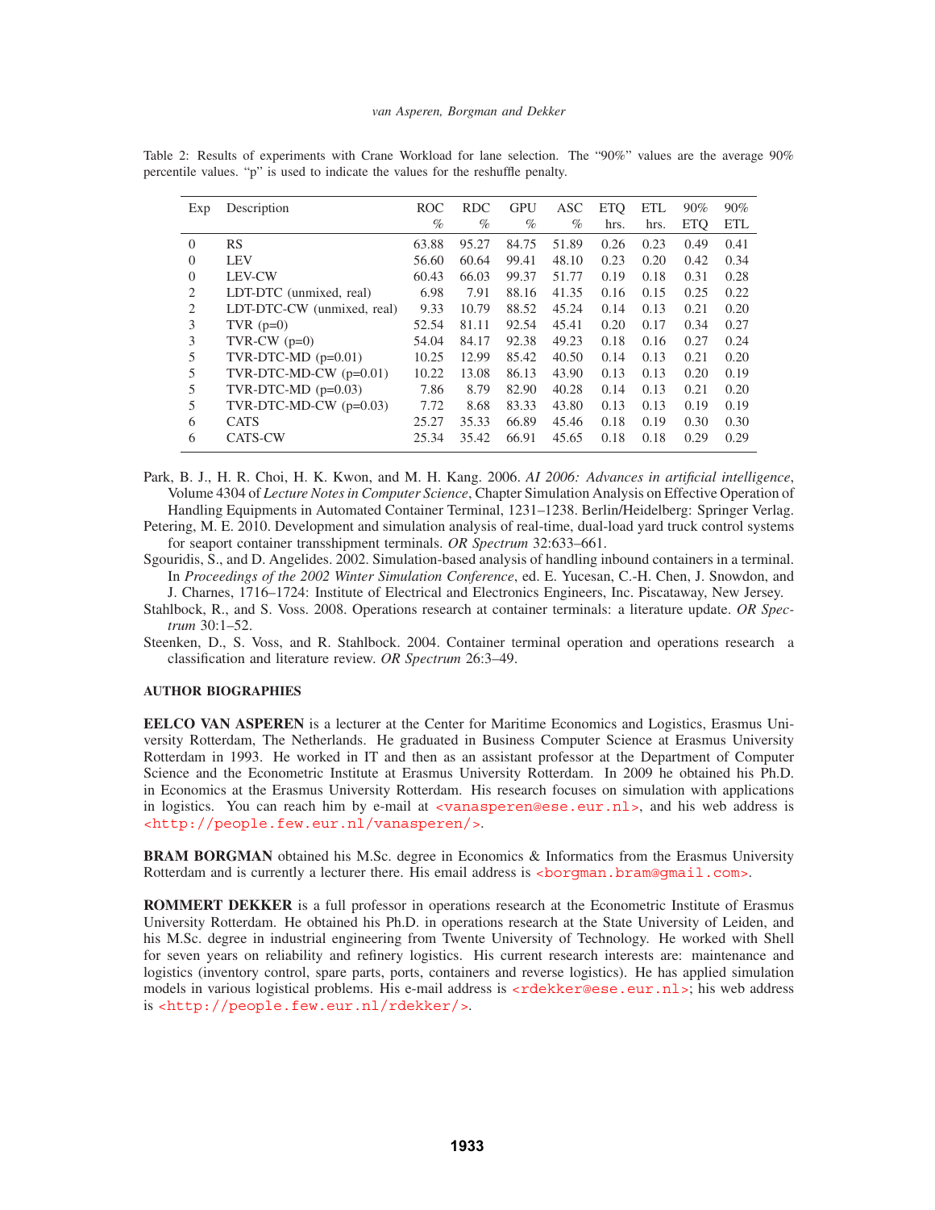Table 2: Results of experiments with Crane Workload for lane selection. The "90%" values are the average 90% percentile values. "p" is used to indicate the values for the reshuffle penalty.

| Exp | Description | ROC % | RDC % | GPU % | ASC % | ETQ hrs. | ETL hrs. | 90% ETQ | 90% ETL |
|---|---|---|---|---|---|---|---|---|---|
| 0 | RS | 63.88 | 95.27 | 84.75 | 51.89 | 0.26 | 0.23 | 0.49 | 0.41 |
| 0 | LEV | 56.60 | 60.64 | 99.41 | 48.10 | 0.23 | 0.20 | 0.42 | 0.34 |
| 0 | LEV-CW | 60.43 | 66.03 | 99.37 | 51.77 | 0.19 | 0.18 | 0.31 | 0.28 |
| 2 | LDT-DTC (unmixed, real) | 6.98 | 7.91 | 88.16 | 41.35 | 0.16 | 0.15 | 0.25 | 0.22 |
| 2 | LDT-DTC-CW (unmixed, real) | 9.33 | 10.79 | 88.52 | 45.24 | 0.14 | 0.13 | 0.21 | 0.20 |
| 3 | TVR (p=0) | 52.54 | 81.11 | 92.54 | 45.41 | 0.20 | 0.17 | 0.34 | 0.27 |
| 3 | TVR-CW (p=0) | 54.04 | 84.17 | 92.38 | 49.23 | 0.18 | 0.16 | 0.27 | 0.24 |
| 5 | TVR-DTC-MD (p=0.01) | 10.25 | 12.99 | 85.42 | 40.50 | 0.14 | 0.13 | 0.21 | 0.20 |
| 5 | TVR-DTC-MD-CW (p=0.01) | 10.22 | 13.08 | 86.13 | 43.90 | 0.13 | 0.13 | 0.20 | 0.19 |
| 5 | TVR-DTC-MD (p=0.03) | 7.86 | 8.79 | 82.90 | 40.28 | 0.14 | 0.13 | 0.21 | 0.20 |
| 5 | TVR-DTC-MD-CW (p=0.03) | 7.72 | 8.68 | 83.33 | 43.80 | 0.13 | 0.13 | 0.19 | 0.19 |
| 6 | CATS | 25.27 | 35.33 | 66.89 | 45.46 | 0.18 | 0.19 | 0.30 | 0.30 |
| 6 | CATS-CW | 25.34 | 35.42 | 66.91 | 45.65 | 0.18 | 0.18 | 0.29 | 0.29 |

Park, B. J., H. R. Choi, H. K. Kwon, and M. H. Kang. 2006. *AI 2006: Advances in artificial intelligence*, Volume 4304 of *Lecture Notes in Computer Science*, Chapter Simulation Analysis on Effective Operation of Handling Equipments in Automated Container Terminal, 1231–1238. Berlin/Heidelberg: Springer Verlag.

Petering, M. E. 2010. Development and simulation analysis of real-time, dual-load yard truck control systems for seaport container transshipment terminals. *OR Spectrum* 32:633–661.

Sgouridis, S., and D. Angelides. 2002. Simulation-based analysis of handling inbound containers in a terminal. In *Proceedings of the 2002 Winter Simulation Conference*, ed. E. Yucesan, C.-H. Chen, J. Snowdon, and J. Charnes, 1716–1724: Institute of Electrical and Electronics Engineers, Inc. Piscataway, New Jersey.

Stahlbock, R., and S. Voss. 2008. Operations research at container terminals: a literature update. *OR Spectrum* 30:1–52.

Steenken, D., S. Voss, and R. Stahlbock. 2004. Container terminal operation and operations research a classification and literature review. *OR Spectrum* 26:3–49.

## AUTHOR BIOGRAPHIES

**EELCO VAN ASPEREN** is a lecturer at the Center for Maritime Economics and Logistics, Erasmus University Rotterdam, The Netherlands. He graduated in Business Computer Science at Erasmus University Rotterdam in 1993. He worked in IT and then as an assistant professor at the Department of Computer Science and the Econometric Institute at Erasmus University Rotterdam. In 2009 he obtained his Ph.D. in Economics at the Erasmus University Rotterdam. His research focuses on simulation with applications in logistics. You can reach him by e-mail at <vanasperen@ese.eur.nl>, and his web address is <http://people.few.eur.nl/vanasperen/>.

**BRAM BORGMAN** obtained his M.Sc. degree in Economics & Informatics from the Erasmus University Rotterdam and is currently a lecturer there. His email address is <borgman.bram@gmail.com>.

**ROMMERT DEKKER** is a full professor in operations research at the Econometric Institute of Erasmus University Rotterdam. He obtained his Ph.D. in operations research at the State University of Leiden, and his M.Sc. degree in industrial engineering from Twente University of Technology. He worked with Shell for seven years on reliability and refinery logistics. His current research interests are: maintenance and logistics (inventory control, spare parts, ports, containers and reverse logistics). He has applied simulation models in various logistical problems. His e-mail address is <rdekker@ese.eur.nl>; his web address is <http://people.few.eur.nl/rdekker/>.